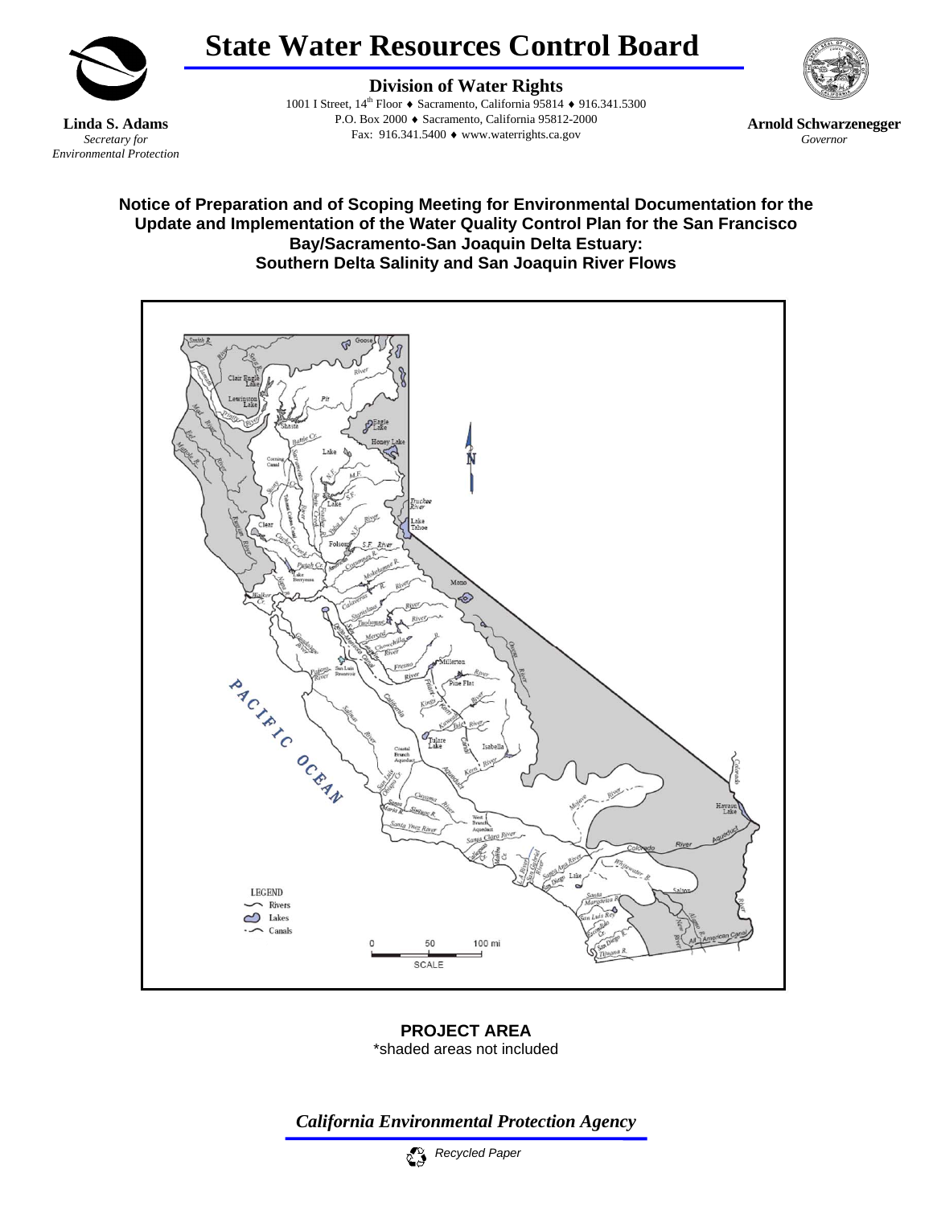# State Water Resources Control Board

**Division of Water Rights**

1001 I Street, 14th Floor ♦ Sacramento, California 95814 ♦ 916.341.5300
P.O. Box 2000 ♦ Sacramento, California 95812-2000
Fax: 916.341.5400 ♦ www.waterrights.ca.gov

**Linda S. Adams**
*Secretary for Environmental Protection*

**Arnold Schwarzenegger**
*Governor*

## Notice of Preparation and of Scoping Meeting for Environmental Documentation for the Update and Implementation of the Water Quality Control Plan for the San Francisco Bay/Sacramento-San Joaquin Delta Estuary: Southern Delta Salinity and San Joaquin River Flows

**PROJECT AREA**
*shaded areas not included

*California Environmental Protection Agency*

*Recycled Paper*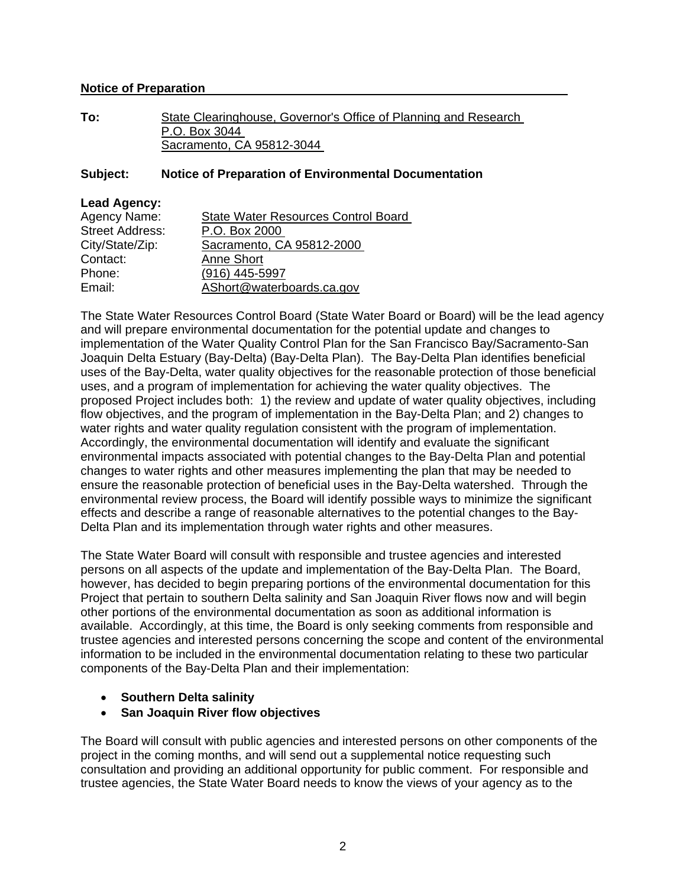**Notice of Preparation**

**To:** State Clearinghouse, Governor's Office of Planning and Research
P.O. Box 3044
Sacramento, CA 95812-3044

**Subject: Notice of Preparation of Environmental Documentation**

**Lead Agency:**

Agency Name: State Water Resources Control Board
Street Address: P.O. Box 2000
City/State/Zip: Sacramento, CA 95812-2000
Contact: Anne Short
Phone: (916) 445-5997
Email: AShort@waterboards.ca.gov

The State Water Resources Control Board (State Water Board or Board) will be the lead agency and will prepare environmental documentation for the potential update and changes to implementation of the Water Quality Control Plan for the San Francisco Bay/Sacramento-San Joaquin Delta Estuary (Bay-Delta) (Bay-Delta Plan). The Bay-Delta Plan identifies beneficial uses of the Bay-Delta, water quality objectives for the reasonable protection of those beneficial uses, and a program of implementation for achieving the water quality objectives. The proposed Project includes both: 1) the review and update of water quality objectives, including flow objectives, and the program of implementation in the Bay-Delta Plan; and 2) changes to water rights and water quality regulation consistent with the program of implementation. Accordingly, the environmental documentation will identify and evaluate the significant environmental impacts associated with potential changes to the Bay-Delta Plan and potential changes to water rights and other measures implementing the plan that may be needed to ensure the reasonable protection of beneficial uses in the Bay-Delta watershed. Through the environmental review process, the Board will identify possible ways to minimize the significant effects and describe a range of reasonable alternatives to the potential changes to the Bay-Delta Plan and its implementation through water rights and other measures.

The State Water Board will consult with responsible and trustee agencies and interested persons on all aspects of the update and implementation of the Bay-Delta Plan. The Board, however, has decided to begin preparing portions of the environmental documentation for this Project that pertain to southern Delta salinity and San Joaquin River flows now and will begin other portions of the environmental documentation as soon as additional information is available. Accordingly, at this time, the Board is only seeking comments from responsible and trustee agencies and interested persons concerning the scope and content of the environmental information to be included in the environmental documentation relating to these two particular components of the Bay-Delta Plan and their implementation:

- **Southern Delta salinity**
- **San Joaquin River flow objectives**

The Board will consult with public agencies and interested persons on other components of the project in the coming months, and will send out a supplemental notice requesting such consultation and providing an additional opportunity for public comment. For responsible and trustee agencies, the State Water Board needs to know the views of your agency as to the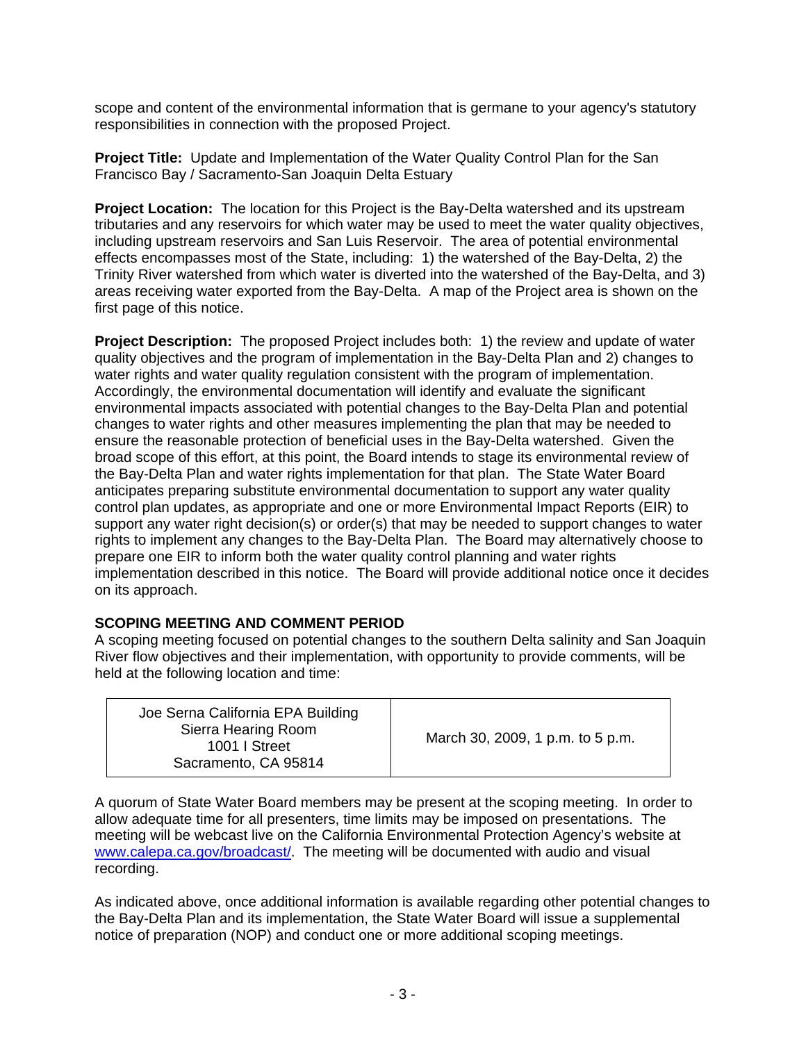scope and content of the environmental information that is germane to your agency's statutory responsibilities in connection with the proposed Project.

**Project Title:** Update and Implementation of the Water Quality Control Plan for the San Francisco Bay / Sacramento-San Joaquin Delta Estuary

**Project Location:** The location for this Project is the Bay-Delta watershed and its upstream tributaries and any reservoirs for which water may be used to meet the water quality objectives, including upstream reservoirs and San Luis Reservoir. The area of potential environmental effects encompasses most of the State, including: 1) the watershed of the Bay-Delta, 2) the Trinity River watershed from which water is diverted into the watershed of the Bay-Delta, and 3) areas receiving water exported from the Bay-Delta. A map of the Project area is shown on the first page of this notice.

**Project Description:** The proposed Project includes both: 1) the review and update of water quality objectives and the program of implementation in the Bay-Delta Plan and 2) changes to water rights and water quality regulation consistent with the program of implementation. Accordingly, the environmental documentation will identify and evaluate the significant environmental impacts associated with potential changes to the Bay-Delta Plan and potential changes to water rights and other measures implementing the plan that may be needed to ensure the reasonable protection of beneficial uses in the Bay-Delta watershed. Given the broad scope of this effort, at this point, the Board intends to stage its environmental review of the Bay-Delta Plan and water rights implementation for that plan. The State Water Board anticipates preparing substitute environmental documentation to support any water quality control plan updates, as appropriate and one or more Environmental Impact Reports (EIR) to support any water right decision(s) or order(s) that may be needed to support changes to water rights to implement any changes to the Bay-Delta Plan. The Board may alternatively choose to prepare one EIR to inform both the water quality control planning and water rights implementation described in this notice. The Board will provide additional notice once it decides on its approach.

**SCOPING MEETING AND COMMENT PERIOD**

A scoping meeting focused on potential changes to the southern Delta salinity and San Joaquin River flow objectives and their implementation, with opportunity to provide comments, will be held at the following location and time:

| Location | Date and Time |
| --- | --- |
| Joe Serna California EPA Building<br>Sierra Hearing Room<br>1001 I Street<br>Sacramento, CA 95814 | March 30, 2009, 1 p.m. to 5 p.m. |

A quorum of State Water Board members may be present at the scoping meeting. In order to allow adequate time for all presenters, time limits may be imposed on presentations. The meeting will be webcast live on the California Environmental Protection Agency's website at www.calepa.ca.gov/broadcast/. The meeting will be documented with audio and visual recording.

As indicated above, once additional information is available regarding other potential changes to the Bay-Delta Plan and its implementation, the State Water Board will issue a supplemental notice of preparation (NOP) and conduct one or more additional scoping meetings.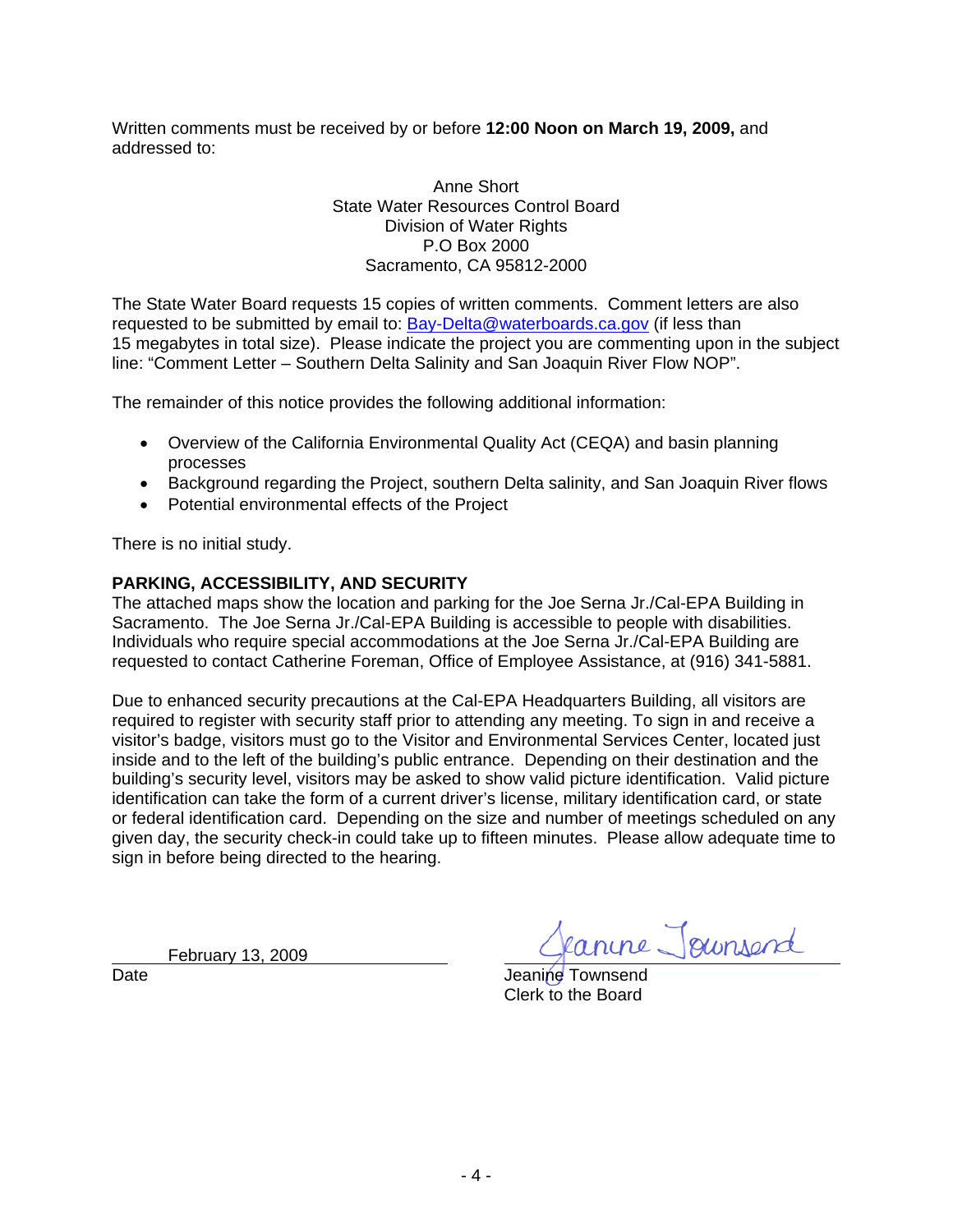Written comments must be received by or before **12:00 Noon on March 19, 2009,** and addressed to:

Anne Short  
State Water Resources Control Board  
Division of Water Rights  
P.O Box 2000  
Sacramento, CA 95812-2000

The State Water Board requests 15 copies of written comments. Comment letters are also requested to be submitted by email to: Bay-Delta@waterboards.ca.gov (if less than 15 megabytes in total size). Please indicate the project you are commenting upon in the subject line: "Comment Letter – Southern Delta Salinity and San Joaquin River Flow NOP".

The remainder of this notice provides the following additional information:

- Overview of the California Environmental Quality Act (CEQA) and basin planning processes
- Background regarding the Project, southern Delta salinity, and San Joaquin River flows
- Potential environmental effects of the Project

There is no initial study.

**PARKING, ACCESSIBILITY, AND SECURITY**

The attached maps show the location and parking for the Joe Serna Jr./Cal-EPA Building in Sacramento. The Joe Serna Jr./Cal-EPA Building is accessible to people with disabilities. Individuals who require special accommodations at the Joe Serna Jr./Cal-EPA Building are requested to contact Catherine Foreman, Office of Employee Assistance, at (916) 341-5881.

Due to enhanced security precautions at the Cal-EPA Headquarters Building, all visitors are required to register with security staff prior to attending any meeting. To sign in and receive a visitor's badge, visitors must go to the Visitor and Environmental Services Center, located just inside and to the left of the building's public entrance. Depending on their destination and the building's security level, visitors may be asked to show valid picture identification. Valid picture identification can take the form of a current driver's license, military identification card, or state or federal identification card. Depending on the size and number of meetings scheduled on any given day, the security check-in could take up to fifteen minutes. Please allow adequate time to sign in before being directed to the hearing.

February 13, 2009  
Date

Jeanine Townsend  
Jeanine Townsend  
Clerk to the Board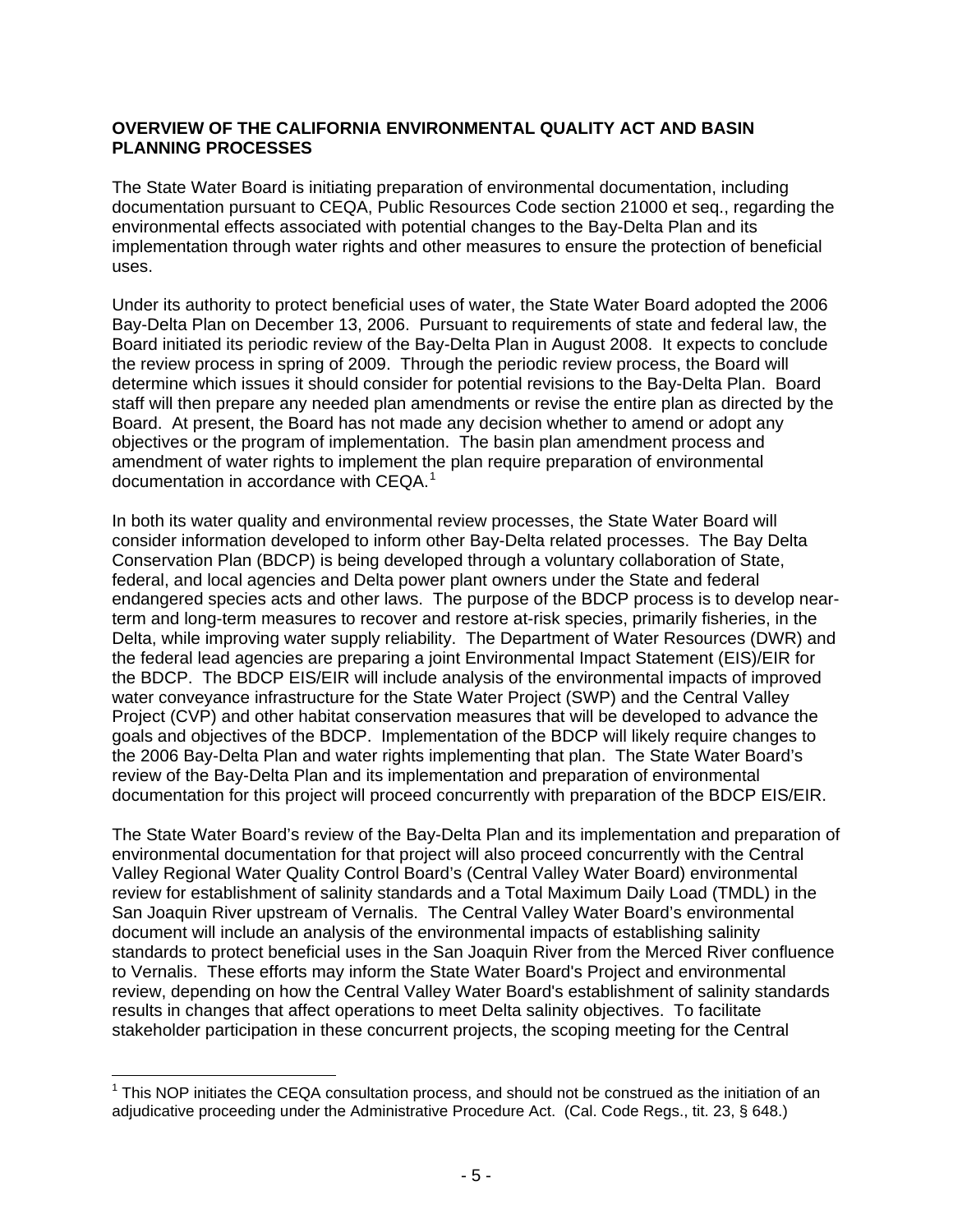## OVERVIEW OF THE CALIFORNIA ENVIRONMENTAL QUALITY ACT AND BASIN PLANNING PROCESSES

The State Water Board is initiating preparation of environmental documentation, including documentation pursuant to CEQA, Public Resources Code section 21000 et seq., regarding the environmental effects associated with potential changes to the Bay-Delta Plan and its implementation through water rights and other measures to ensure the protection of beneficial uses.

Under its authority to protect beneficial uses of water, the State Water Board adopted the 2006 Bay-Delta Plan on December 13, 2006. Pursuant to requirements of state and federal law, the Board initiated its periodic review of the Bay-Delta Plan in August 2008. It expects to conclude the review process in spring of 2009. Through the periodic review process, the Board will determine which issues it should consider for potential revisions to the Bay-Delta Plan. Board staff will then prepare any needed plan amendments or revise the entire plan as directed by the Board. At present, the Board has not made any decision whether to amend or adopt any objectives or the program of implementation. The basin plan amendment process and amendment of water rights to implement the plan require preparation of environmental documentation in accordance with CEQA.[1]

In both its water quality and environmental review processes, the State Water Board will consider information developed to inform other Bay-Delta related processes. The Bay Delta Conservation Plan (BDCP) is being developed through a voluntary collaboration of State, federal, and local agencies and Delta power plant owners under the State and federal endangered species acts and other laws. The purpose of the BDCP process is to develop near-term and long-term measures to recover and restore at-risk species, primarily fisheries, in the Delta, while improving water supply reliability. The Department of Water Resources (DWR) and the federal lead agencies are preparing a joint Environmental Impact Statement (EIS)/EIR for the BDCP. The BDCP EIS/EIR will include analysis of the environmental impacts of improved water conveyance infrastructure for the State Water Project (SWP) and the Central Valley Project (CVP) and other habitat conservation measures that will be developed to advance the goals and objectives of the BDCP. Implementation of the BDCP will likely require changes to the 2006 Bay-Delta Plan and water rights implementing that plan. The State Water Board's review of the Bay-Delta Plan and its implementation and preparation of environmental documentation for this project will proceed concurrently with preparation of the BDCP EIS/EIR.

The State Water Board's review of the Bay-Delta Plan and its implementation and preparation of environmental documentation for that project will also proceed concurrently with the Central Valley Regional Water Quality Control Board's (Central Valley Water Board) environmental review for establishment of salinity standards and a Total Maximum Daily Load (TMDL) in the San Joaquin River upstream of Vernalis. The Central Valley Water Board's environmental document will include an analysis of the environmental impacts of establishing salinity standards to protect beneficial uses in the San Joaquin River from the Merced River confluence to Vernalis. These efforts may inform the State Water Board's Project and environmental review, depending on how the Central Valley Water Board's establishment of salinity standards results in changes that affect operations to meet Delta salinity objectives. To facilitate stakeholder participation in these concurrent projects, the scoping meeting for the Central

[1] This NOP initiates the CEQA consultation process, and should not be construed as the initiation of an adjudicative proceeding under the Administrative Procedure Act. (Cal. Code Regs., tit. 23, § 648.)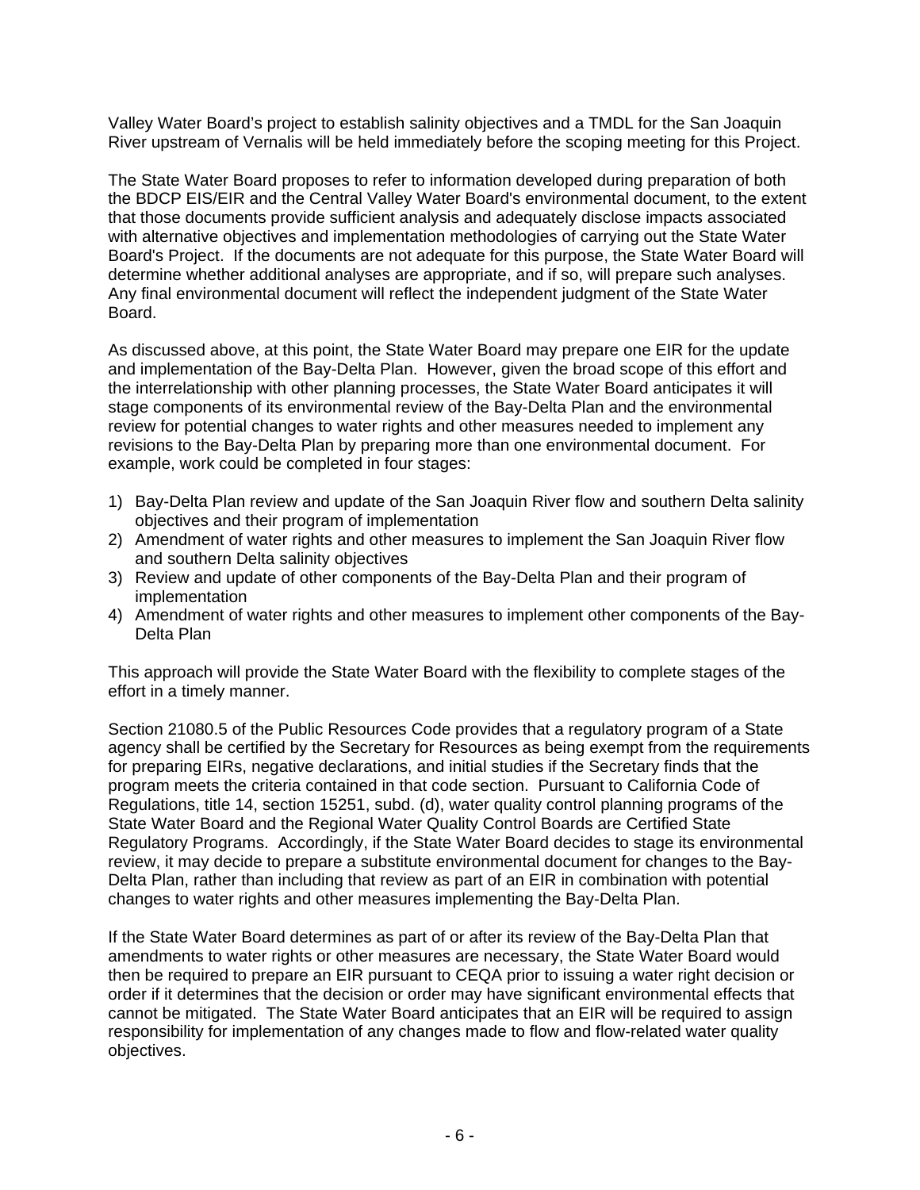Valley Water Board's project to establish salinity objectives and a TMDL for the San Joaquin River upstream of Vernalis will be held immediately before the scoping meeting for this Project.

The State Water Board proposes to refer to information developed during preparation of both the BDCP EIS/EIR and the Central Valley Water Board's environmental document, to the extent that those documents provide sufficient analysis and adequately disclose impacts associated with alternative objectives and implementation methodologies of carrying out the State Water Board's Project. If the documents are not adequate for this purpose, the State Water Board will determine whether additional analyses are appropriate, and if so, will prepare such analyses. Any final environmental document will reflect the independent judgment of the State Water Board.

As discussed above, at this point, the State Water Board may prepare one EIR for the update and implementation of the Bay-Delta Plan. However, given the broad scope of this effort and the interrelationship with other planning processes, the State Water Board anticipates it will stage components of its environmental review of the Bay-Delta Plan and the environmental review for potential changes to water rights and other measures needed to implement any revisions to the Bay-Delta Plan by preparing more than one environmental document. For example, work could be completed in four stages:

1) Bay-Delta Plan review and update of the San Joaquin River flow and southern Delta salinity objectives and their program of implementation
2) Amendment of water rights and other measures to implement the San Joaquin River flow and southern Delta salinity objectives
3) Review and update of other components of the Bay-Delta Plan and their program of implementation
4) Amendment of water rights and other measures to implement other components of the Bay-Delta Plan

This approach will provide the State Water Board with the flexibility to complete stages of the effort in a timely manner.

Section 21080.5 of the Public Resources Code provides that a regulatory program of a State agency shall be certified by the Secretary for Resources as being exempt from the requirements for preparing EIRs, negative declarations, and initial studies if the Secretary finds that the program meets the criteria contained in that code section. Pursuant to California Code of Regulations, title 14, section 15251, subd. (d), water quality control planning programs of the State Water Board and the Regional Water Quality Control Boards are Certified State Regulatory Programs. Accordingly, if the State Water Board decides to stage its environmental review, it may decide to prepare a substitute environmental document for changes to the Bay-Delta Plan, rather than including that review as part of an EIR in combination with potential changes to water rights and other measures implementing the Bay-Delta Plan.

If the State Water Board determines as part of or after its review of the Bay-Delta Plan that amendments to water rights or other measures are necessary, the State Water Board would then be required to prepare an EIR pursuant to CEQA prior to issuing a water right decision or order if it determines that the decision or order may have significant environmental effects that cannot be mitigated. The State Water Board anticipates that an EIR will be required to assign responsibility for implementation of any changes made to flow and flow-related water quality objectives.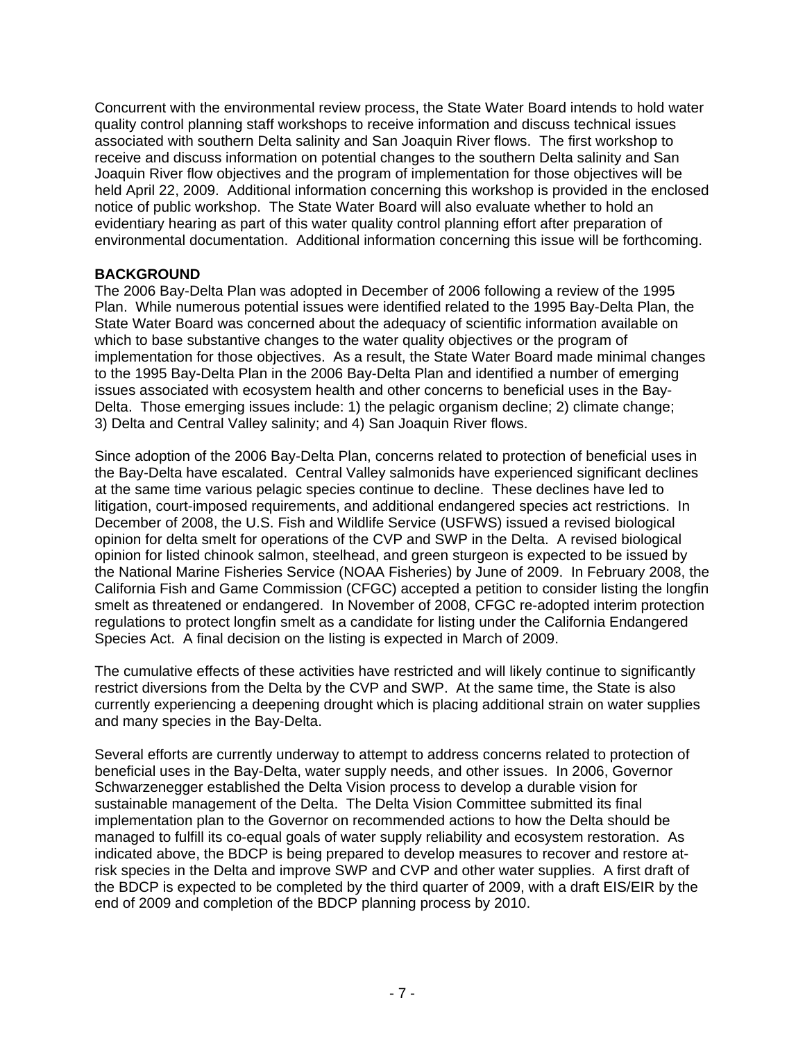Concurrent with the environmental review process, the State Water Board intends to hold water quality control planning staff workshops to receive information and discuss technical issues associated with southern Delta salinity and San Joaquin River flows. The first workshop to receive and discuss information on potential changes to the southern Delta salinity and San Joaquin River flow objectives and the program of implementation for those objectives will be held April 22, 2009. Additional information concerning this workshop is provided in the enclosed notice of public workshop. The State Water Board will also evaluate whether to hold an evidentiary hearing as part of this water quality control planning effort after preparation of environmental documentation. Additional information concerning this issue will be forthcoming.

**BACKGROUND**

The 2006 Bay-Delta Plan was adopted in December of 2006 following a review of the 1995 Plan. While numerous potential issues were identified related to the 1995 Bay-Delta Plan, the State Water Board was concerned about the adequacy of scientific information available on which to base substantive changes to the water quality objectives or the program of implementation for those objectives. As a result, the State Water Board made minimal changes to the 1995 Bay-Delta Plan in the 2006 Bay-Delta Plan and identified a number of emerging issues associated with ecosystem health and other concerns to beneficial uses in the Bay-Delta. Those emerging issues include: 1) the pelagic organism decline; 2) climate change; 3) Delta and Central Valley salinity; and 4) San Joaquin River flows.

Since adoption of the 2006 Bay-Delta Plan, concerns related to protection of beneficial uses in the Bay-Delta have escalated. Central Valley salmonids have experienced significant declines at the same time various pelagic species continue to decline. These declines have led to litigation, court-imposed requirements, and additional endangered species act restrictions. In December of 2008, the U.S. Fish and Wildlife Service (USFWS) issued a revised biological opinion for delta smelt for operations of the CVP and SWP in the Delta. A revised biological opinion for listed chinook salmon, steelhead, and green sturgeon is expected to be issued by the National Marine Fisheries Service (NOAA Fisheries) by June of 2009. In February 2008, the California Fish and Game Commission (CFGC) accepted a petition to consider listing the longfin smelt as threatened or endangered. In November of 2008, CFGC re-adopted interim protection regulations to protect longfin smelt as a candidate for listing under the California Endangered Species Act. A final decision on the listing is expected in March of 2009.

The cumulative effects of these activities have restricted and will likely continue to significantly restrict diversions from the Delta by the CVP and SWP. At the same time, the State is also currently experiencing a deepening drought which is placing additional strain on water supplies and many species in the Bay-Delta.

Several efforts are currently underway to attempt to address concerns related to protection of beneficial uses in the Bay-Delta, water supply needs, and other issues. In 2006, Governor Schwarzenegger established the Delta Vision process to develop a durable vision for sustainable management of the Delta. The Delta Vision Committee submitted its final implementation plan to the Governor on recommended actions to how the Delta should be managed to fulfill its co-equal goals of water supply reliability and ecosystem restoration. As indicated above, the BDCP is being prepared to develop measures to recover and restore at-risk species in the Delta and improve SWP and CVP and other water supplies. A first draft of the BDCP is expected to be completed by the third quarter of 2009, with a draft EIS/EIR by the end of 2009 and completion of the BDCP planning process by 2010.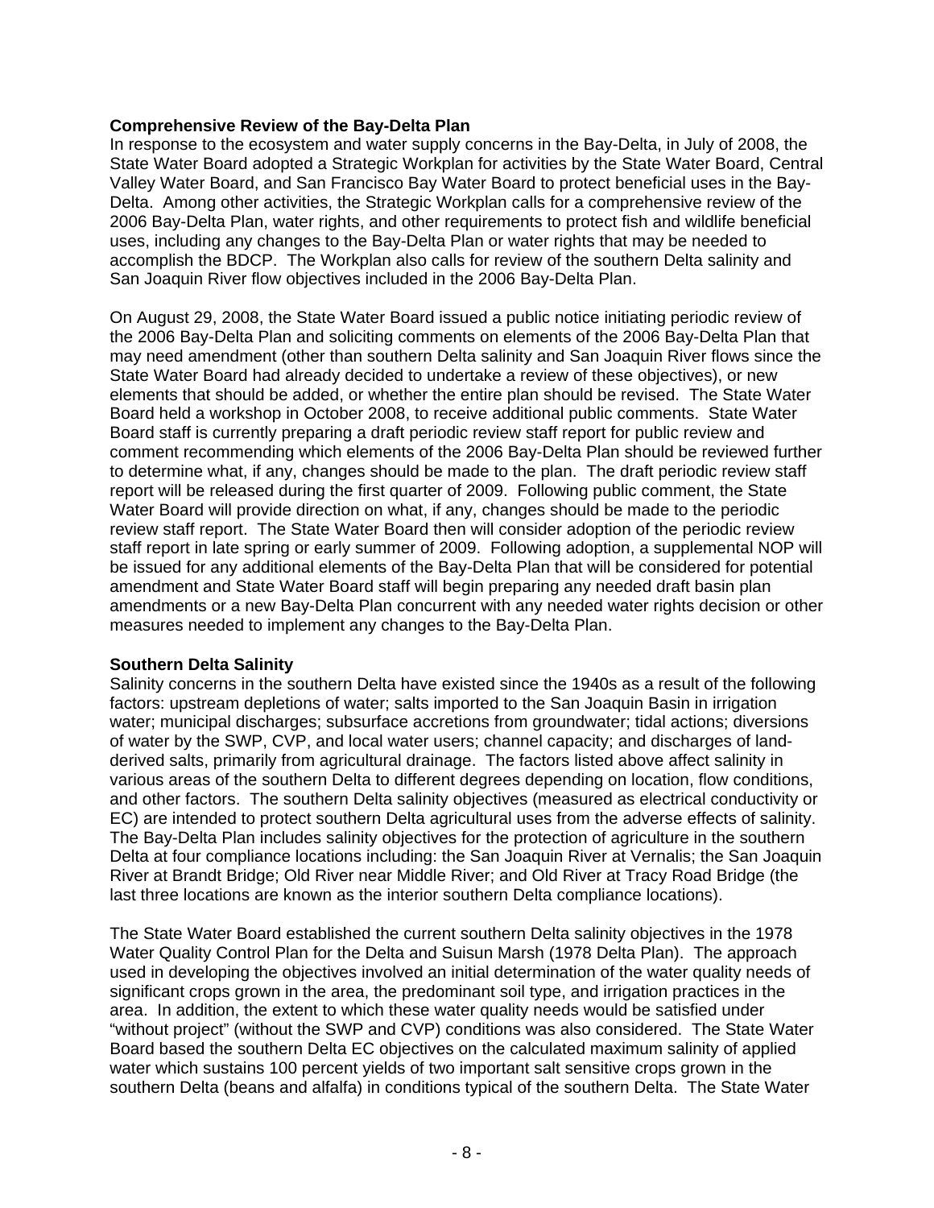**Comprehensive Review of the Bay-Delta Plan**

In response to the ecosystem and water supply concerns in the Bay-Delta, in July of 2008, the State Water Board adopted a Strategic Workplan for activities by the State Water Board, Central Valley Water Board, and San Francisco Bay Water Board to protect beneficial uses in the Bay-Delta. Among other activities, the Strategic Workplan calls for a comprehensive review of the 2006 Bay-Delta Plan, water rights, and other requirements to protect fish and wildlife beneficial uses, including any changes to the Bay-Delta Plan or water rights that may be needed to accomplish the BDCP. The Workplan also calls for review of the southern Delta salinity and San Joaquin River flow objectives included in the 2006 Bay-Delta Plan.

On August 29, 2008, the State Water Board issued a public notice initiating periodic review of the 2006 Bay-Delta Plan and soliciting comments on elements of the 2006 Bay-Delta Plan that may need amendment (other than southern Delta salinity and San Joaquin River flows since the State Water Board had already decided to undertake a review of these objectives), or new elements that should be added, or whether the entire plan should be revised. The State Water Board held a workshop in October 2008, to receive additional public comments. State Water Board staff is currently preparing a draft periodic review staff report for public review and comment recommending which elements of the 2006 Bay-Delta Plan should be reviewed further to determine what, if any, changes should be made to the plan. The draft periodic review staff report will be released during the first quarter of 2009. Following public comment, the State Water Board will provide direction on what, if any, changes should be made to the periodic review staff report. The State Water Board then will consider adoption of the periodic review staff report in late spring or early summer of 2009. Following adoption, a supplemental NOP will be issued for any additional elements of the Bay-Delta Plan that will be considered for potential amendment and State Water Board staff will begin preparing any needed draft basin plan amendments or a new Bay-Delta Plan concurrent with any needed water rights decision or other measures needed to implement any changes to the Bay-Delta Plan.

**Southern Delta Salinity**

Salinity concerns in the southern Delta have existed since the 1940s as a result of the following factors: upstream depletions of water; salts imported to the San Joaquin Basin in irrigation water; municipal discharges; subsurface accretions from groundwater; tidal actions; diversions of water by the SWP, CVP, and local water users; channel capacity; and discharges of land-derived salts, primarily from agricultural drainage. The factors listed above affect salinity in various areas of the southern Delta to different degrees depending on location, flow conditions, and other factors. The southern Delta salinity objectives (measured as electrical conductivity or EC) are intended to protect southern Delta agricultural uses from the adverse effects of salinity. The Bay-Delta Plan includes salinity objectives for the protection of agriculture in the southern Delta at four compliance locations including: the San Joaquin River at Vernalis; the San Joaquin River at Brandt Bridge; Old River near Middle River; and Old River at Tracy Road Bridge (the last three locations are known as the interior southern Delta compliance locations).

The State Water Board established the current southern Delta salinity objectives in the 1978 Water Quality Control Plan for the Delta and Suisun Marsh (1978 Delta Plan). The approach used in developing the objectives involved an initial determination of the water quality needs of significant crops grown in the area, the predominant soil type, and irrigation practices in the area. In addition, the extent to which these water quality needs would be satisfied under "without project" (without the SWP and CVP) conditions was also considered. The State Water Board based the southern Delta EC objectives on the calculated maximum salinity of applied water which sustains 100 percent yields of two important salt sensitive crops grown in the southern Delta (beans and alfalfa) in conditions typical of the southern Delta. The State Water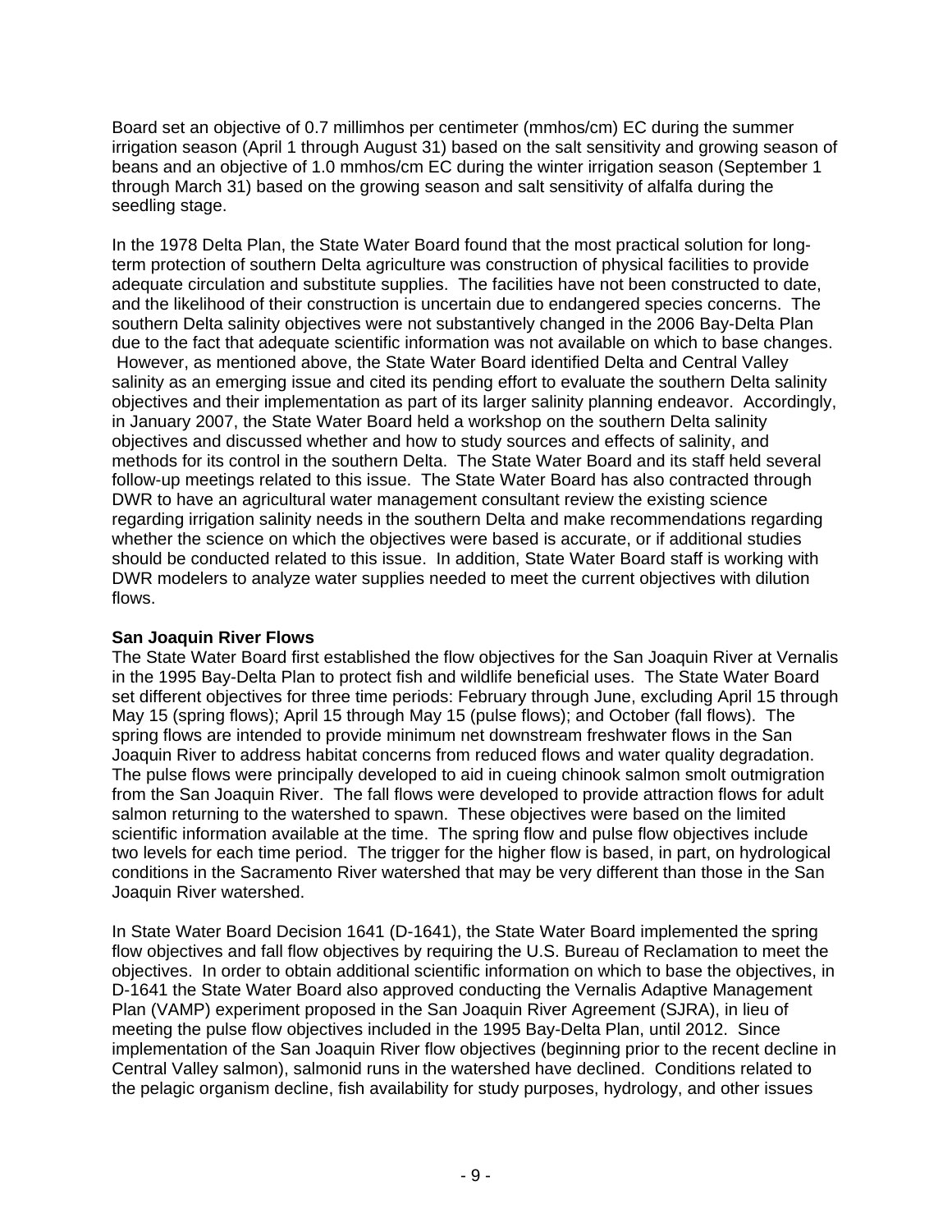Board set an objective of 0.7 millimhos per centimeter (mmhos/cm) EC during the summer irrigation season (April 1 through August 31) based on the salt sensitivity and growing season of beans and an objective of 1.0 mmhos/cm EC during the winter irrigation season (September 1 through March 31) based on the growing season and salt sensitivity of alfalfa during the seedling stage.

In the 1978 Delta Plan, the State Water Board found that the most practical solution for long-term protection of southern Delta agriculture was construction of physical facilities to provide adequate circulation and substitute supplies. The facilities have not been constructed to date, and the likelihood of their construction is uncertain due to endangered species concerns. The southern Delta salinity objectives were not substantively changed in the 2006 Bay-Delta Plan due to the fact that adequate scientific information was not available on which to base changes. However, as mentioned above, the State Water Board identified Delta and Central Valley salinity as an emerging issue and cited its pending effort to evaluate the southern Delta salinity objectives and their implementation as part of its larger salinity planning endeavor. Accordingly, in January 2007, the State Water Board held a workshop on the southern Delta salinity objectives and discussed whether and how to study sources and effects of salinity, and methods for its control in the southern Delta. The State Water Board and its staff held several follow-up meetings related to this issue. The State Water Board has also contracted through DWR to have an agricultural water management consultant review the existing science regarding irrigation salinity needs in the southern Delta and make recommendations regarding whether the science on which the objectives were based is accurate, or if additional studies should be conducted related to this issue. In addition, State Water Board staff is working with DWR modelers to analyze water supplies needed to meet the current objectives with dilution flows.

**San Joaquin River Flows**

The State Water Board first established the flow objectives for the San Joaquin River at Vernalis in the 1995 Bay-Delta Plan to protect fish and wildlife beneficial uses. The State Water Board set different objectives for three time periods: February through June, excluding April 15 through May 15 (spring flows); April 15 through May 15 (pulse flows); and October (fall flows). The spring flows are intended to provide minimum net downstream freshwater flows in the San Joaquin River to address habitat concerns from reduced flows and water quality degradation. The pulse flows were principally developed to aid in cueing chinook salmon smolt outmigration from the San Joaquin River. The fall flows were developed to provide attraction flows for adult salmon returning to the watershed to spawn. These objectives were based on the limited scientific information available at the time. The spring flow and pulse flow objectives include two levels for each time period. The trigger for the higher flow is based, in part, on hydrological conditions in the Sacramento River watershed that may be very different than those in the San Joaquin River watershed.

In State Water Board Decision 1641 (D-1641), the State Water Board implemented the spring flow objectives and fall flow objectives by requiring the U.S. Bureau of Reclamation to meet the objectives. In order to obtain additional scientific information on which to base the objectives, in D-1641 the State Water Board also approved conducting the Vernalis Adaptive Management Plan (VAMP) experiment proposed in the San Joaquin River Agreement (SJRA), in lieu of meeting the pulse flow objectives included in the 1995 Bay-Delta Plan, until 2012. Since implementation of the San Joaquin River flow objectives (beginning prior to the recent decline in Central Valley salmon), salmonid runs in the watershed have declined. Conditions related to the pelagic organism decline, fish availability for study purposes, hydrology, and other issues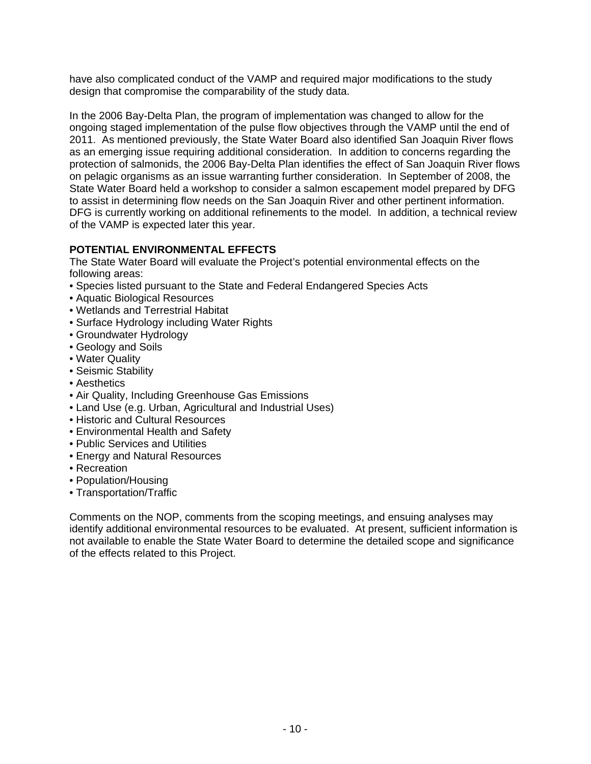have also complicated conduct of the VAMP and required major modifications to the study design that compromise the comparability of the study data.

In the 2006 Bay-Delta Plan, the program of implementation was changed to allow for the ongoing staged implementation of the pulse flow objectives through the VAMP until the end of 2011. As mentioned previously, the State Water Board also identified San Joaquin River flows as an emerging issue requiring additional consideration. In addition to concerns regarding the protection of salmonids, the 2006 Bay-Delta Plan identifies the effect of San Joaquin River flows on pelagic organisms as an issue warranting further consideration. In September of 2008, the State Water Board held a workshop to consider a salmon escapement model prepared by DFG to assist in determining flow needs on the San Joaquin River and other pertinent information. DFG is currently working on additional refinements to the model. In addition, a technical review of the VAMP is expected later this year.

**POTENTIAL ENVIRONMENTAL EFFECTS**

The State Water Board will evaluate the Project's potential environmental effects on the following areas:

- Species listed pursuant to the State and Federal Endangered Species Acts
- Aquatic Biological Resources
- Wetlands and Terrestrial Habitat
- Surface Hydrology including Water Rights
- Groundwater Hydrology
- Geology and Soils
- Water Quality
- Seismic Stability
- Aesthetics
- Air Quality, Including Greenhouse Gas Emissions
- Land Use (e.g. Urban, Agricultural and Industrial Uses)
- Historic and Cultural Resources
- Environmental Health and Safety
- Public Services and Utilities
- Energy and Natural Resources
- Recreation
- Population/Housing
- Transportation/Traffic

Comments on the NOP, comments from the scoping meetings, and ensuing analyses may identify additional environmental resources to be evaluated. At present, sufficient information is not available to enable the State Water Board to determine the detailed scope and significance of the effects related to this Project.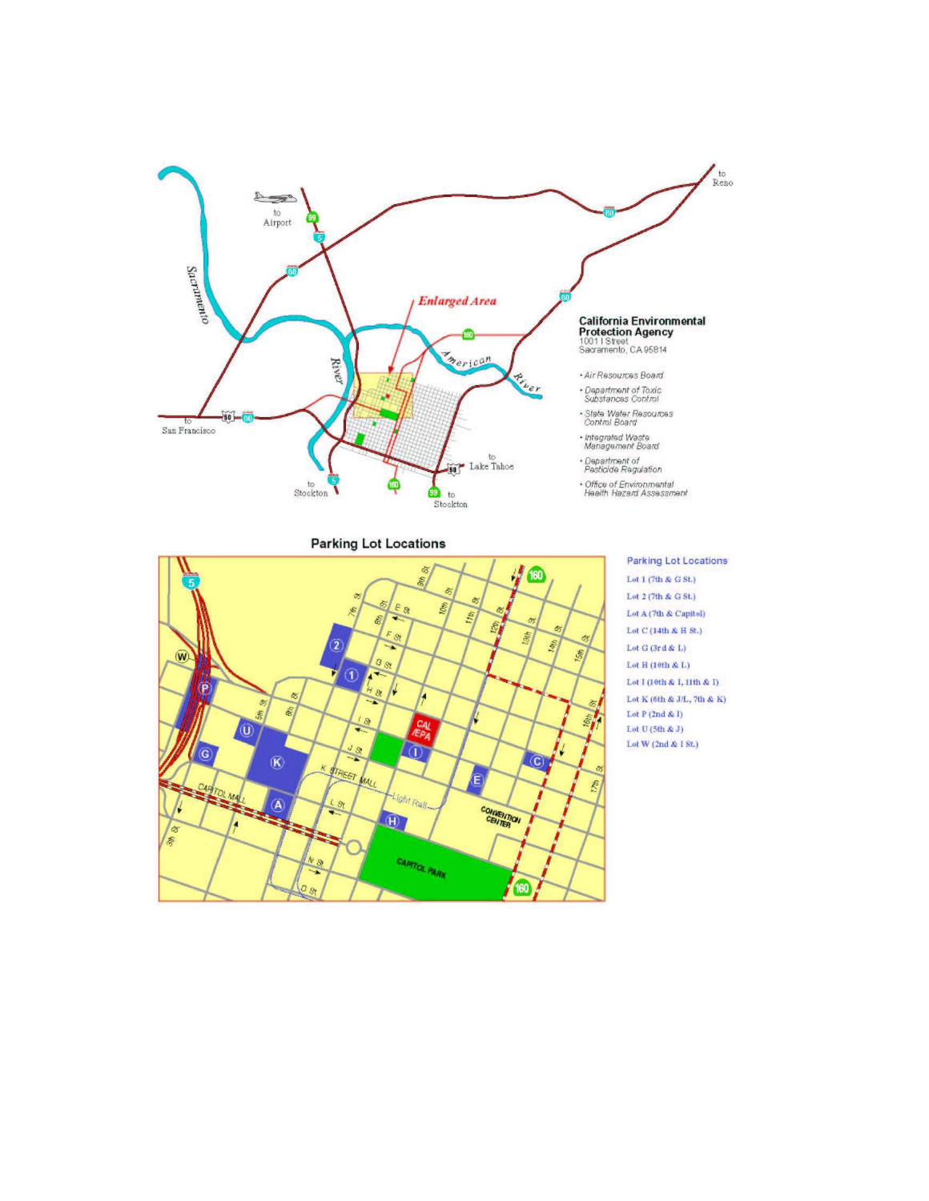**California Environmental Protection Agency**
1001 I Street
Sacramento, CA 95814

- Air Resources Board
- Department of Toxic Substances Control
- State Water Resources Control Board
- Integrated Waste Management Board
- Department of Pesticide Regulation
- Office of Environmental Health Hazard Assessment

## Parking Lot Locations

**Parking Lot Locations**

- Lot 1 (7th & G St.)
- Lot 2 (7th & G St.)
- Lot A (7th & Capitol)
- Lot C (14th & H St.)
- Lot G (3rd & L)
- Lot H (10th & L)
- Lot I (10th & I, 11th & I)
- Lot K (6th & J/L, 7th & K)
- Lot P (2nd & I)
- Lot U (5th & J)
- Lot W (2nd & I St.)